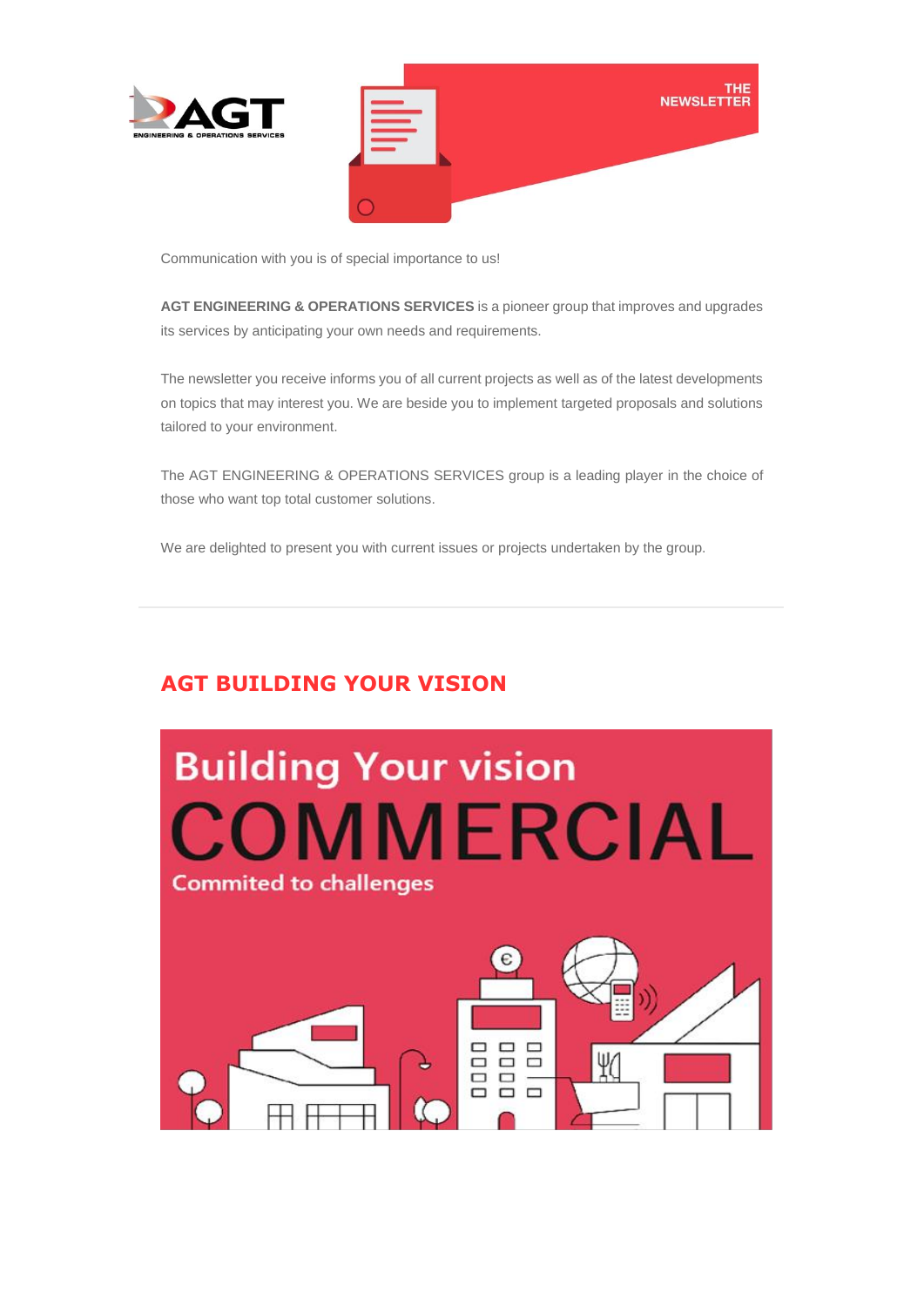THE NEWSLETTER

Communication with you is of special importance to us!

**AGT ENGINEERING & OPERATIONS SERVICES** is a pioneer group that improves and upgrades its services by anticipating your own needs and requirements.

The newsletter you receive informs you of all current projects as well as of the latest developments on topics that may interest you. We are beside you to implement targeted proposals and solutions tailored to your environment.

The AGT ENGINEERING & OPERATIONS SERVICES group is a leading player in the choice of those who want top total customer solutions.

We are delighted to present you with current issues or projects undertaken by the group.

---

## AGT BUILDING YOUR VISION

Building Your vision

COMMERCIAL

Commited to challenges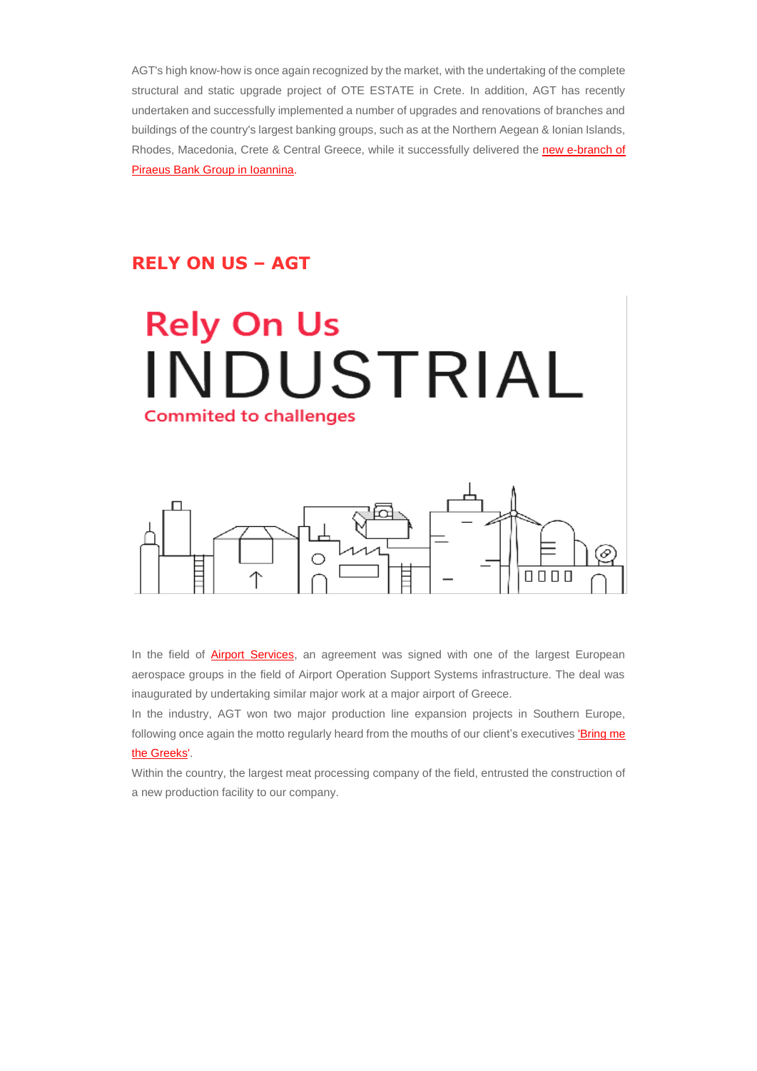AGT's high know-how is once again recognized by the market, with the undertaking of the complete structural and static upgrade project of OTE ESTATE in Crete. In addition, AGT has recently undertaken and successfully implemented a number of upgrades and renovations of branches and buildings of the country's largest banking groups, such as at the Northern Aegean & Ionian Islands, Rhodes, Macedonia, Crete & Central Greece, while it successfully delivered the new e-branch of Piraeus Bank Group in Ioannina.

## RELY ON US – AGT

Rely On Us
INDUSTRIAL
Commited to challenges

In the field of Airport Services, an agreement was signed with one of the largest European aerospace groups in the field of Airport Operation Support Systems infrastructure. The deal was inaugurated by undertaking similar major work at a major airport of Greece.

In the industry, AGT won two major production line expansion projects in Southern Europe, following once again the motto regularly heard from the mouths of our client's executives 'Bring me the Greeks'.

Within the country, the largest meat processing company of the field, entrusted the construction of a new production facility to our company.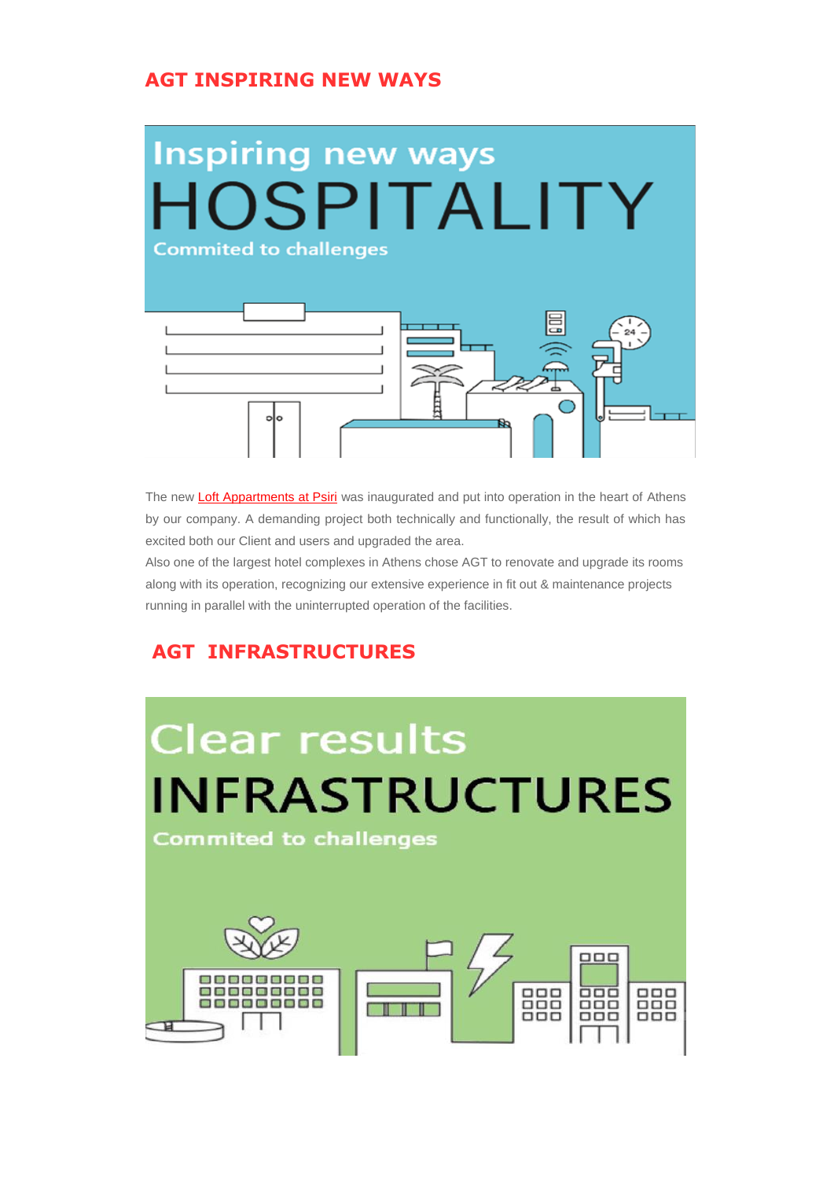## AGT INSPIRING NEW WAYS

Inspiring new ways

HOSPITALITY

Commited to challenges

The new Loft Appartments at Psiri was inaugurated and put into operation in the heart of Athens by our company. A demanding project both technically and functionally, the result of which has excited both our Client and users and upgraded the area.

Also one of the largest hotel complexes in Athens chose AGT to renovate and upgrade its rooms along with its operation, recognizing our extensive experience in fit out & maintenance projects running in parallel with the uninterrupted operation of the facilities.

## AGT INFRASTRUCTURES

Clear results

INFRASTRUCTURES

Commited to challenges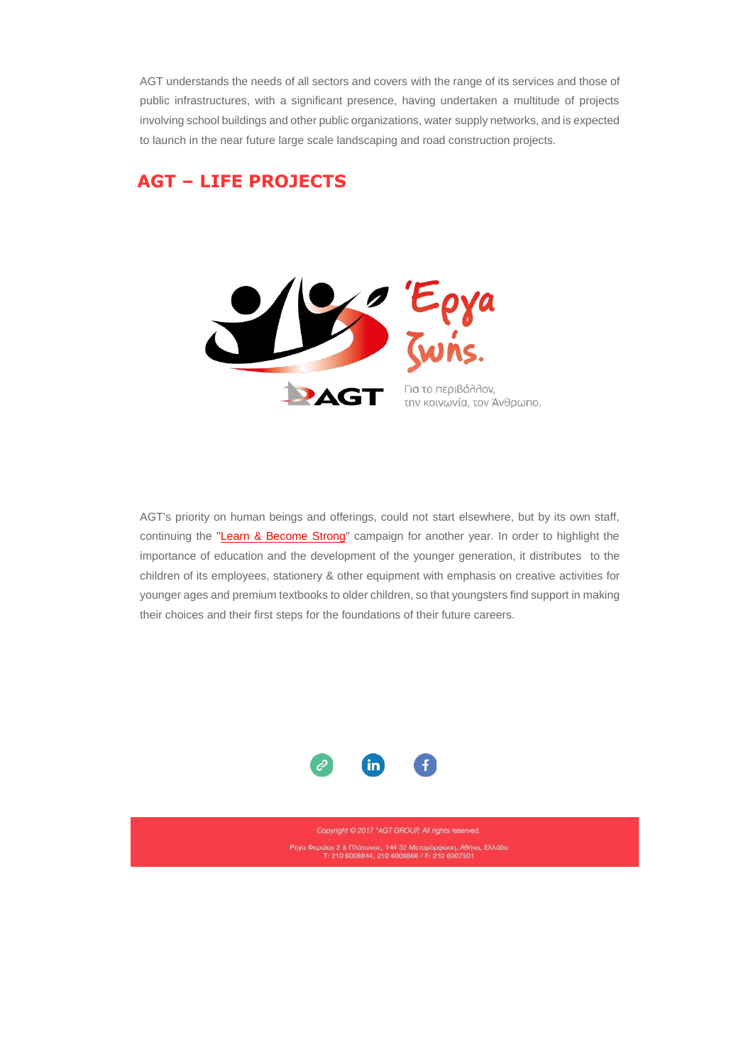AGT understands the needs of all sectors and covers with the range of its services and those of public infrastructures, with a significant presence, having undertaken a multitude of projects involving school buildings and other public organizations, water supply networks, and is expected to launch in the near future large scale landscaping and road construction projects.

## AGT – LIFE PROJECTS

'Εργα ζωής.

AGT

Για το περιβάλλον,
την κοινωνία, τον Άνθρωπο.

AGT's priority on human beings and offerings, could not start elsewhere, but by its own staff, continuing the "Learn & Become Strong" campaign for another year. In order to highlight the importance of education and the development of the younger generation, it distributes to the children of its employees, stationery & other equipment with emphasis on creative activities for younger ages and premium textbooks to older children, so that youngsters find support in making their choices and their first steps for the foundations of their future careers.

*Copyright © 2017 *AGT GROUP, All rights reserved.*

Ρήγα Φεραίου 2 & Πλάτωνος, 144 52 Μεταμόρφωση, Αθήνα, Ελλάδα
T: 210 6008844, 210 6008866 / F: 210 6007501